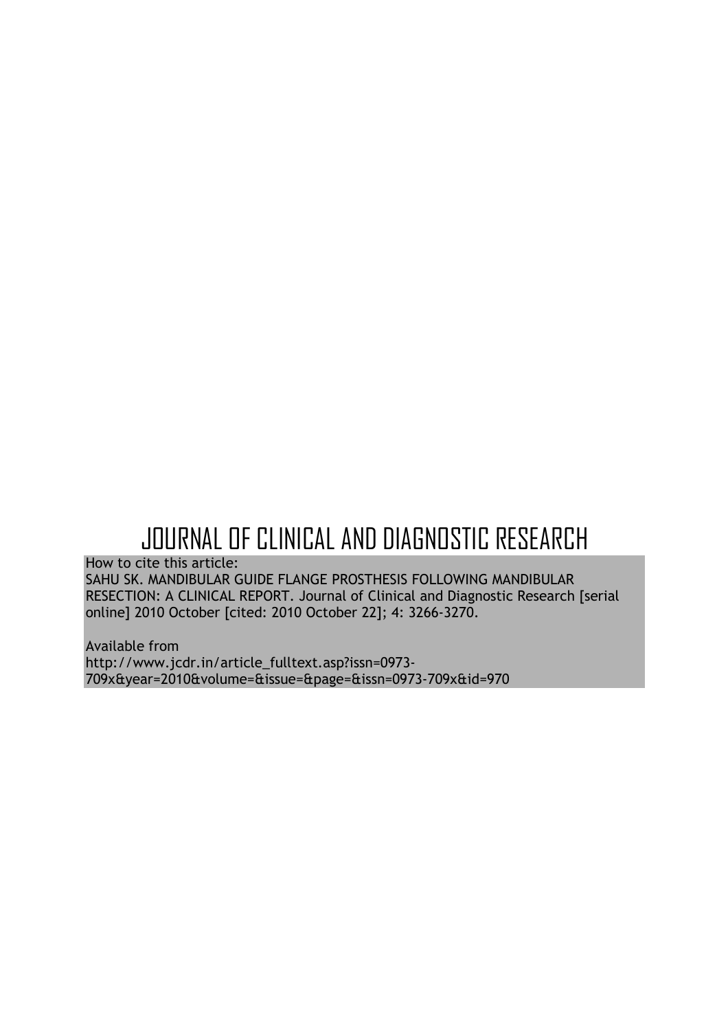# JOURNAL OF CLINICAL AND DIAGNOSTIC RESEARCH

How to cite this article:
SAHU SK. MANDIBULAR GUIDE FLANGE PROSTHESIS FOLLOWING MANDIBULAR RESECTION: A CLINICAL REPORT. Journal of Clinical and Diagnostic Research [serial online] 2010 October [cited: 2010 October 22]; 4: 3266-3270.

Available from
http://www.jcdr.in/article_fulltext.asp?issn=0973-709x&year=2010&volume=&issue=&page=&issn=0973-709x&id=970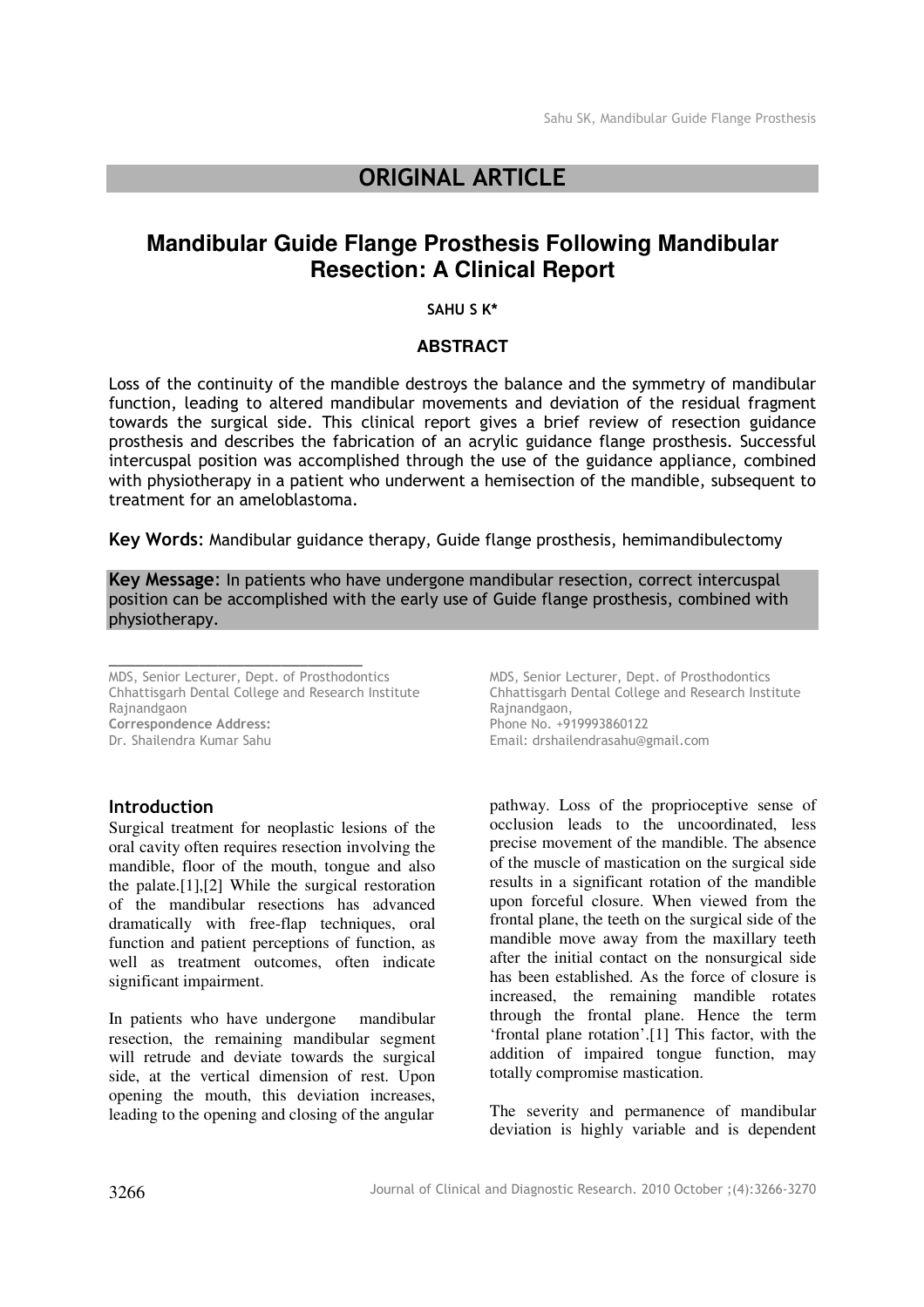# ORIGINAL ARTICLE

## Mandibular Guide Flange Prosthesis Following Mandibular Resection: A Clinical Report

**SAHU S K***

### ABSTRACT

Loss of the continuity of the mandible destroys the balance and the symmetry of mandibular function, leading to altered mandibular movements and deviation of the residual fragment towards the surgical side. This clinical report gives a brief review of resection guidance prosthesis and describes the fabrication of an acrylic guidance flange prosthesis. Successful intercuspal position was accomplished through the use of the guidance appliance, combined with physiotherapy in a patient who underwent a hemisection of the mandible, subsequent to treatment for an ameloblastoma.

**Key Words**: Mandibular guidance therapy, Guide flange prosthesis, hemimandibulectomy

**Key Message**: In patients who have undergone mandibular resection, correct intercuspal position can be accomplished with the early use of Guide flange prosthesis, combined with physiotherapy.

---

MDS, Senior Lecturer, Dept. of Prosthodontics
Chhattisgarh Dental College and Research Institute
Rajnandgaon
**Correspondence Address:**
Dr. Shailendra Kumar Sahu
MDS, Senior Lecturer, Dept. of Prosthodontics
Chhattisgarh Dental College and Research Institute
Rajnandgaon,
Phone No. +919993860122
Email: drshailendrasahu@gmail.com

### Introduction

Surgical treatment for neoplastic lesions of the oral cavity often requires resection involving the mandible, floor of the mouth, tongue and also the palate.[1],[2] While the surgical restoration of the mandibular resections has advanced dramatically with free-flap techniques, oral function and patient perceptions of function, as well as treatment outcomes, often indicate significant impairment.

In patients who have undergone mandibular resection, the remaining mandibular segment will retrude and deviate towards the surgical side, at the vertical dimension of rest. Upon opening the mouth, this deviation increases, leading to the opening and closing of the angular pathway. Loss of the proprioceptive sense of occlusion leads to the uncoordinated, less precise movement of the mandible. The absence of the muscle of mastication on the surgical side results in a significant rotation of the mandible upon forceful closure. When viewed from the frontal plane, the teeth on the surgical side of the mandible move away from the maxillary teeth after the initial contact on the nonsurgical side has been established. As the force of closure is increased, the remaining mandible rotates through the frontal plane. Hence the term 'frontal plane rotation'.[1] This factor, with the addition of impaired tongue function, may totally compromise mastication.

The severity and permanence of mandibular deviation is highly variable and is dependent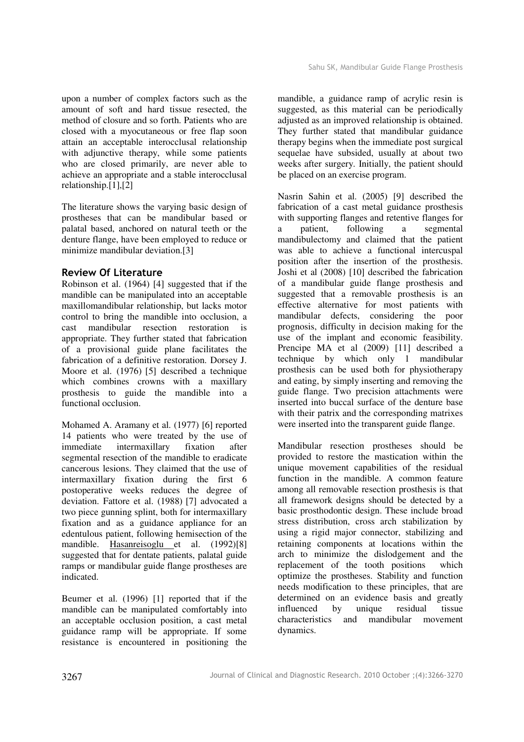upon a number of complex factors such as the amount of soft and hard tissue resected, the method of closure and so forth. Patients who are closed with a myocutaneous or free flap soon attain an acceptable interocclusal relationship with adjunctive therapy, while some patients who are closed primarily, are never able to achieve an appropriate and a stable interocclusal relationship.[1],[2]

The literature shows the varying basic design of prostheses that can be mandibular based or palatal based, anchored on natural teeth or the denture flange, have been employed to reduce or minimize mandibular deviation.[3]

## Review Of Literature

Robinson et al. (1964) [4] suggested that if the mandible can be manipulated into an acceptable maxillomandibular relationship, but lacks motor control to bring the mandible into occlusion, a cast mandibular resection restoration is appropriate. They further stated that fabrication of a provisional guide plane facilitates the fabrication of a definitive restoration. Dorsey J. Moore et al. (1976) [5] described a technique which combines crowns with a maxillary prosthesis to guide the mandible into a functional occlusion.

Mohamed A. Aramany et al. (1977) [6] reported 14 patients who were treated by the use of immediate intermaxillary fixation after segmental resection of the mandible to eradicate cancerous lesions. They claimed that the use of intermaxillary fixation during the first 6 postoperative weeks reduces the degree of deviation. Fattore et al. (1988) [7] advocated a two piece gunning splint, both for intermaxillary fixation and as a guidance appliance for an edentulous patient, following hemisection of the mandible. Hasanreisoglu et al. (1992)[8] suggested that for dentate patients, palatal guide ramps or mandibular guide flange prostheses are indicated.

Beumer et al. (1996) [1] reported that if the mandible can be manipulated comfortably into an acceptable occlusion position, a cast metal guidance ramp will be appropriate. If some resistance is encountered in positioning the mandible, a guidance ramp of acrylic resin is suggested, as this material can be periodically adjusted as an improved relationship is obtained. They further stated that mandibular guidance therapy begins when the immediate post surgical sequelae have subsided, usually at about two weeks after surgery. Initially, the patient should be placed on an exercise program.

Nasrin Sahin et al. (2005) [9] described the fabrication of a cast metal guidance prosthesis with supporting flanges and retentive flanges for a patient, following a segmental mandibulectomy and claimed that the patient was able to achieve a functional intercuspal position after the insertion of the prosthesis. Joshi et al (2008) [10] described the fabrication of a mandibular guide flange prosthesis and suggested that a removable prosthesis is an effective alternative for most patients with mandibular defects, considering the poor prognosis, difficulty in decision making for the use of the implant and economic feasibility. Prencipe MA et al (2009) [11] described a technique by which only 1 mandibular prosthesis can be used both for physiotherapy and eating, by simply inserting and removing the guide flange. Two precision attachments were inserted into buccal surface of the denture base with their patrix and the corresponding matrixes were inserted into the transparent guide flange.

Mandibular resection prostheses should be provided to restore the mastication within the unique movement capabilities of the residual function in the mandible. A common feature among all removable resection prosthesis is that all framework designs should be detected by a basic prosthodontic design. These include broad stress distribution, cross arch stabilization by using a rigid major connector, stabilizing and retaining components at locations within the arch to minimize the dislodgement and the replacement of the tooth positions which optimize the prostheses. Stability and function needs modification to these principles, that are determined on an evidence basis and greatly influenced by unique residual tissue characteristics and mandibular movement dynamics.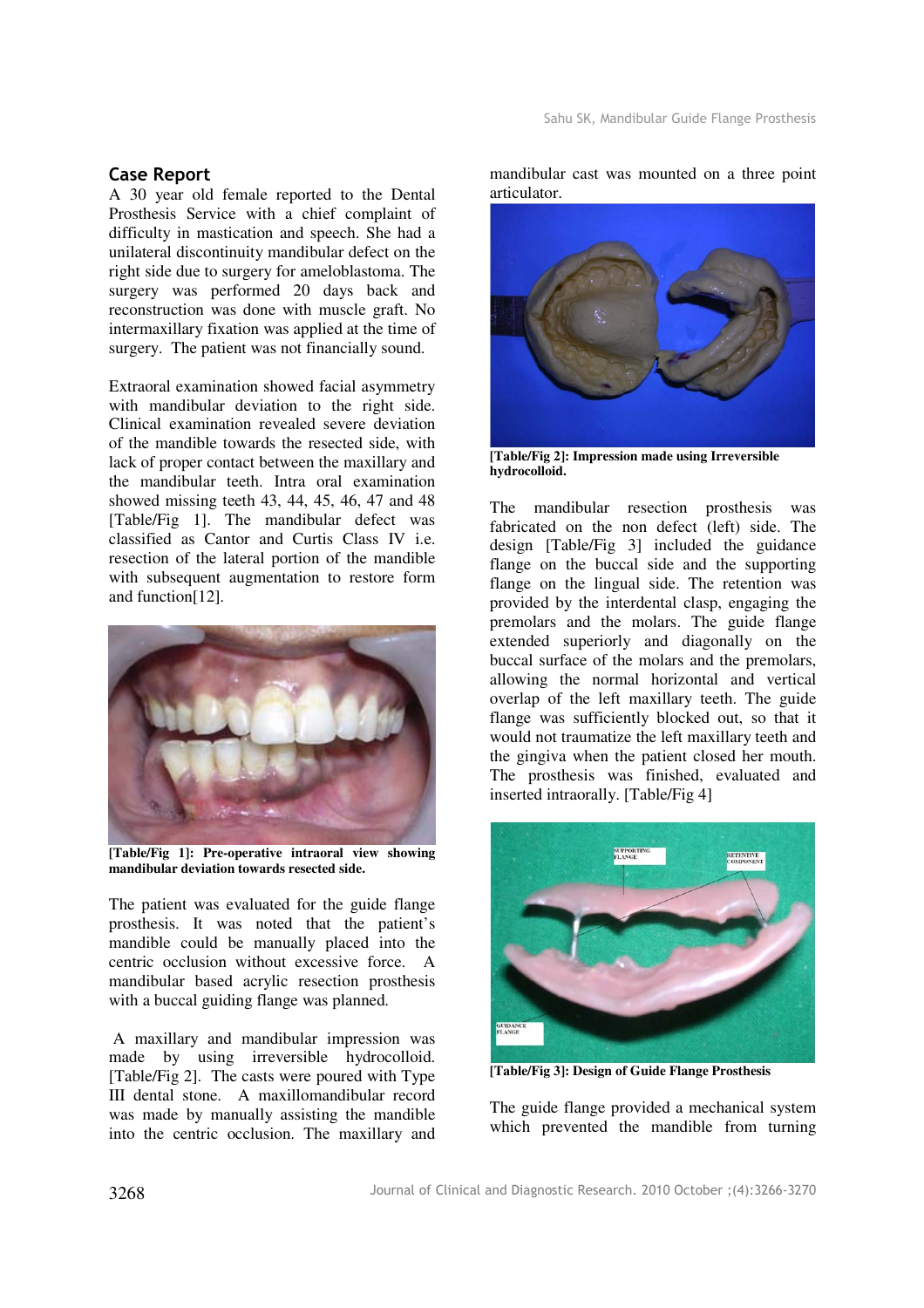## Case Report

A 30 year old female reported to the Dental Prosthesis Service with a chief complaint of difficulty in mastication and speech. She had a unilateral discontinuity mandibular defect on the right side due to surgery for ameloblastoma. The surgery was performed 20 days back and reconstruction was done with muscle graft. No intermaxillary fixation was applied at the time of surgery. The patient was not financially sound.

Extraoral examination showed facial asymmetry with mandibular deviation to the right side. Clinical examination revealed severe deviation of the mandible towards the resected side, with lack of proper contact between the maxillary and the mandibular teeth. Intra oral examination showed missing teeth 43, 44, 45, 46, 47 and 48 [Table/Fig 1]. The mandibular defect was classified as Cantor and Curtis Class IV i.e. resection of the lateral portion of the mandible with subsequent augmentation to restore form and function[12].

**[Table/Fig 1]: Pre-operative intraoral view showing mandibular deviation towards resected side.**

The patient was evaluated for the guide flange prosthesis. It was noted that the patient's mandible could be manually placed into the centric occlusion without excessive force. A mandibular based acrylic resection prosthesis with a buccal guiding flange was planned.

A maxillary and mandibular impression was made by using irreversible hydrocolloid. [Table/Fig 2]. The casts were poured with Type III dental stone. A maxillomandibular record was made by manually assisting the mandible into the centric occlusion. The maxillary and mandibular cast was mounted on a three point articulator.

**[Table/Fig 2]: Impression made using Irreversible hydrocolloid.**

The mandibular resection prosthesis was fabricated on the non defect (left) side. The design [Table/Fig 3] included the guidance flange on the buccal side and the supporting flange on the lingual side. The retention was provided by the interdental clasp, engaging the premolars and the molars. The guide flange extended superiorly and diagonally on the buccal surface of the molars and the premolars, allowing the normal horizontal and vertical overlap of the left maxillary teeth. The guide flange was sufficiently blocked out, so that it would not traumatize the left maxillary teeth and the gingiva when the patient closed her mouth. The prosthesis was finished, evaluated and inserted intraorally. [Table/Fig 4]

**[Table/Fig 3]: Design of Guide Flange Prosthesis**

The guide flange provided a mechanical system which prevented the mandible from turning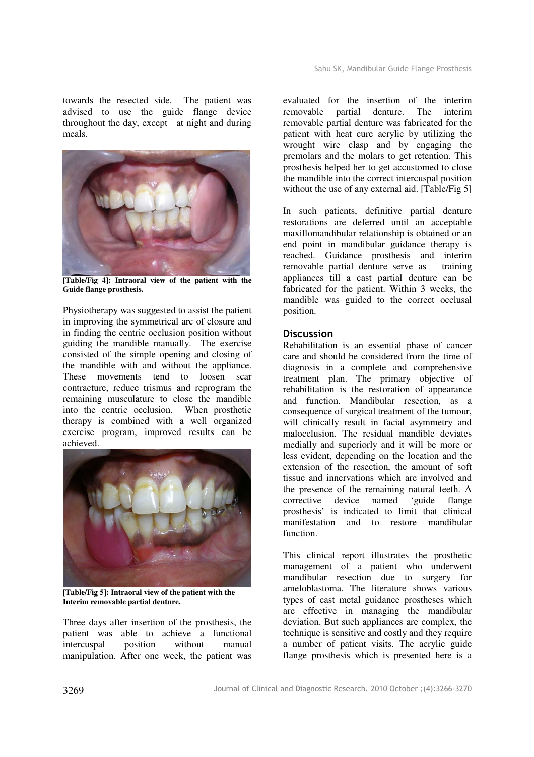towards the resected side. The patient was advised to use the guide flange device throughout the day, except at night and during meals.

**[Table/Fig 4]: Intraoral view of the patient with the Guide flange prosthesis.**

Physiotherapy was suggested to assist the patient in improving the symmetrical arc of closure and in finding the centric occlusion position without guiding the mandible manually. The exercise consisted of the simple opening and closing of the mandible with and without the appliance. These movements tend to loosen scar contracture, reduce trismus and reprogram the remaining musculature to close the mandible into the centric occlusion. When prosthetic therapy is combined with a well organized exercise program, improved results can be achieved.

**[Table/Fig 5]: Intraoral view of the patient with the Interim removable partial denture.**

Three days after insertion of the prosthesis, the patient was able to achieve a functional intercuspal position without manual manipulation. After one week, the patient was evaluated for the insertion of the interim removable partial denture. The interim removable partial denture was fabricated for the patient with heat cure acrylic by utilizing the wrought wire clasp and by engaging the premolars and the molars to get retention. This prosthesis helped her to get accustomed to close the mandible into the correct intercuspal position without the use of any external aid. [Table/Fig 5]

In such patients, definitive partial denture restorations are deferred until an acceptable maxillomandibular relationship is obtained or an end point in mandibular guidance therapy is reached. Guidance prosthesis and interim removable partial denture serve as training appliances till a cast partial denture can be fabricated for the patient. Within 3 weeks, the mandible was guided to the correct occlusal position.

## Discussion

Rehabilitation is an essential phase of cancer care and should be considered from the time of diagnosis in a complete and comprehensive treatment plan. The primary objective of rehabilitation is the restoration of appearance and function. Mandibular resection, as a consequence of surgical treatment of the tumour, will clinically result in facial asymmetry and malocclusion. The residual mandible deviates medially and superiorly and it will be more or less evident, depending on the location and the extension of the resection, the amount of soft tissue and innervations which are involved and the presence of the remaining natural teeth. A corrective device named 'guide flange prosthesis' is indicated to limit that clinical manifestation and to restore mandibular function.

This clinical report illustrates the prosthetic management of a patient who underwent mandibular resection due to surgery for ameloblastoma. The literature shows various types of cast metal guidance prostheses which are effective in managing the mandibular deviation. But such appliances are complex, the technique is sensitive and costly and they require a number of patient visits. The acrylic guide flange prosthesis which is presented here is a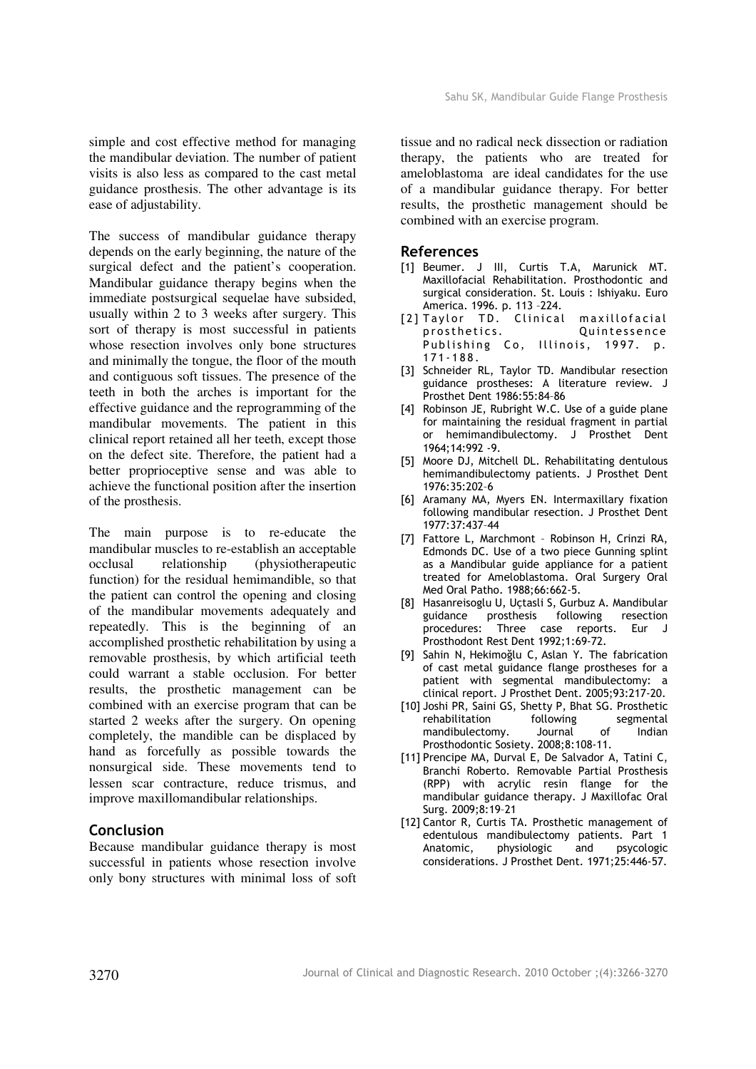simple and cost effective method for managing the mandibular deviation. The number of patient visits is also less as compared to the cast metal guidance prosthesis. The other advantage is its ease of adjustability.

The success of mandibular guidance therapy depends on the early beginning, the nature of the surgical defect and the patient's cooperation. Mandibular guidance therapy begins when the immediate postsurgical sequelae have subsided, usually within 2 to 3 weeks after surgery. This sort of therapy is most successful in patients whose resection involves only bone structures and minimally the tongue, the floor of the mouth and contiguous soft tissues. The presence of the teeth in both the arches is important for the effective guidance and the reprogramming of the mandibular movements. The patient in this clinical report retained all her teeth, except those on the defect site. Therefore, the patient had a better proprioceptive sense and was able to achieve the functional position after the insertion of the prosthesis.

The main purpose is to re-educate the mandibular muscles to re-establish an acceptable occlusal relationship (physiotherapeutic function) for the residual hemimandible, so that the patient can control the opening and closing of the mandibular movements adequately and repeatedly. This is the beginning of an accomplished prosthetic rehabilitation by using a removable prosthesis, by which artificial teeth could warrant a stable occlusion. For better results, the prosthetic management can be combined with an exercise program that can be started 2 weeks after the surgery. On opening completely, the mandible can be displaced by hand as forcefully as possible towards the nonsurgical side. These movements tend to lessen scar contracture, reduce trismus, and improve maxillomandibular relationships.

## Conclusion

Because mandibular guidance therapy is most successful in patients whose resection involve only bony structures with minimal loss of soft tissue and no radical neck dissection or radiation therapy, the patients who are treated for ameloblastoma are ideal candidates for the use of a mandibular guidance therapy. For better results, the prosthetic management should be combined with an exercise program.

## References

[1] Beumer. J III, Curtis T.A, Marunick MT. Maxillofacial Rehabilitation. Prosthodontic and surgical consideration. St. Louis : Ishiyaku. Euro America. 1996. p. 113 –224.

[2] Taylor TD. Clinical maxillofacial prosthetics. Quintessence Publishing Co, Illinois, 1997. p. 171-188.

[3] Schneider RL, Taylor TD. Mandibular resection guidance prostheses: A literature review. J Prosthet Dent 1986:55:84–86

[4] Robinson JE, Rubright W.C. Use of a guide plane for maintaining the residual fragment in partial or hemimandibulectomy. J Prosthet Dent 1964;14:992 -9.

[5] Moore DJ, Mitchell DL. Rehabilitating dentulous hemimandibulectomy patients. J Prosthet Dent 1976:35:202–6

[6] Aramany MA, Myers EN. Intermaxillary fixation following mandibular resection. J Prosthet Dent 1977:37:437–44

[7] Fattore L, Marchmont – Robinson H, Crinzi RA, Edmonds DC. Use of a two piece Gunning splint as a Mandibular guide appliance for a patient treated for Ameloblastoma. Oral Surgery Oral Med Oral Patho. 1988;66:662-5.

[8] Hasanreisoglu U, Uçtasli S, Gurbuz A. Mandibular guidance prosthesis following resection procedures: Three case reports. Eur J Prosthodont Rest Dent 1992;1:69-72.

[9] Sahin N, Hekimoğlu C, Aslan Y. The fabrication of cast metal guidance flange prostheses for a patient with segmental mandibulectomy: a clinical report. J Prosthet Dent. 2005;93:217-20.

[10] Joshi PR, Saini GS, Shetty P, Bhat SG. Prosthetic rehabilitation following segmental mandibulectomy. Journal of Indian Prosthodontic Sosiety. 2008;8:108-11.

[11] Prencipe MA, Durval E, De Salvador A, Tatini C, Branchi Roberto. Removable Partial Prosthesis (RPP) with acrylic resin flange for the mandibular guidance therapy. J Maxillofac Oral Surg. 2009;8:19–21

[12] Cantor R, Curtis TA. Prosthetic management of edentulous mandibulectomy patients. Part 1 Anatomic, physiologic and psycologic considerations. J Prosthet Dent. 1971;25:446-57.